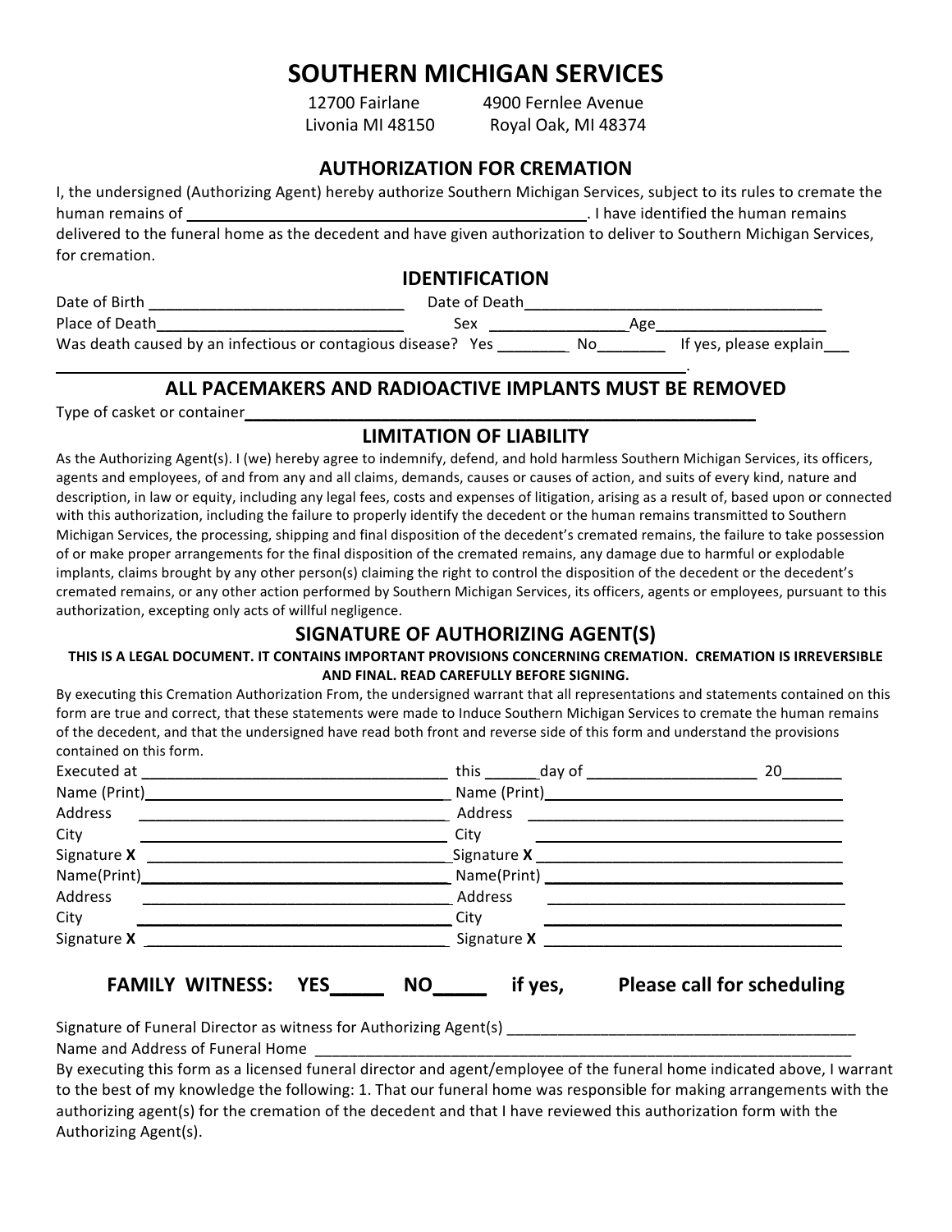# SOUTHERN MICHIGAN SERVICES

12700 Fairlane
Livonia MI 48150

4900 Fernlee Avenue
Royal Oak, MI 48374

## AUTHORIZATION FOR CREMATION

I, the undersigned (Authorizing Agent) hereby authorize Southern Michigan Services, subject to its rules to cremate the human remains of ________________________________________________. I have identified the human remains delivered to the funeral home as the decedent and have given authorization to deliver to Southern Michigan Services, for cremation.

## IDENTIFICATION

Date of Birth ______________________________ Date of Death____________________________________

Place of Death______________________________ Sex ________________Age____________________

Was death caused by an infectious or contagious disease? Yes ________ No________ If yes, please explain___

_____________________________________________________________________________.

## ALL PACEMAKERS AND RADIOACTIVE IMPLANTS MUST BE REMOVED

Type of casket or container______________________________________________________________

## LIMITATION OF LIABILITY

As the Authorizing Agent(s). I (we) hereby agree to indemnify, defend, and hold harmless Southern Michigan Services, its officers, agents and employees, of and from any and all claims, demands, causes or causes of action, and suits of every kind, nature and description, in law or equity, including any legal fees, costs and expenses of litigation, arising as a result of, based upon or connected with this authorization, including the failure to properly identify the decedent or the human remains transmitted to Southern Michigan Services, the processing, shipping and final disposition of the decedent's cremated remains, the failure to take possession of or make proper arrangements for the final disposition of the cremated remains, any damage due to harmful or explodable implants, claims brought by any other person(s) claiming the right to control the disposition of the decedent or the decedent's cremated remains, or any other action performed by Southern Michigan Services, its officers, agents or employees, pursuant to this authorization, excepting only acts of willful negligence.

## SIGNATURE OF AUTHORIZING AGENT(S)

**THIS IS A LEGAL DOCUMENT. IT CONTAINS IMPORTANT PROVISIONS CONCERNING CREMATION. CREMATION IS IRREVERSIBLE AND FINAL. READ CAREFULLY BEFORE SIGNING.**

By executing this Cremation Authorization From, the undersigned warrant that all representations and statements contained on this form are true and correct, that these statements were made to Induce Southern Michigan Services to cremate the human remains of the decedent, and that the undersigned have read both front and reverse side of this form and understand the provisions contained on this form.

Executed at ____________________________________ this ______day of ____________________ 20_______

Name (Print)____________________________________ Name (Print)____________________________________

Address ____________________________________ Address ____________________________________

City ____________________________________ City ____________________________________

Signature **X** ____________________________________ Signature **X** ____________________________________

Name(Print)____________________________________ Name(Print) ____________________________________

Address ____________________________________ Address ____________________________________

City ____________________________________ City ____________________________________

Signature **X** ____________________________________ Signature **X** ____________________________________

**FAMILY WITNESS: YES_____ NO_____ if yes, Please call for scheduling**

Signature of Funeral Director as witness for Authorizing Agent(s) ________________________________________

Name and Address of Funeral Home ______________________________________________________________

By executing this form as a licensed funeral director and agent/employee of the funeral home indicated above, I warrant to the best of my knowledge the following: 1. That our funeral home was responsible for making arrangements with the authorizing agent(s) for the cremation of the decedent and that I have reviewed this authorization form with the Authorizing Agent(s).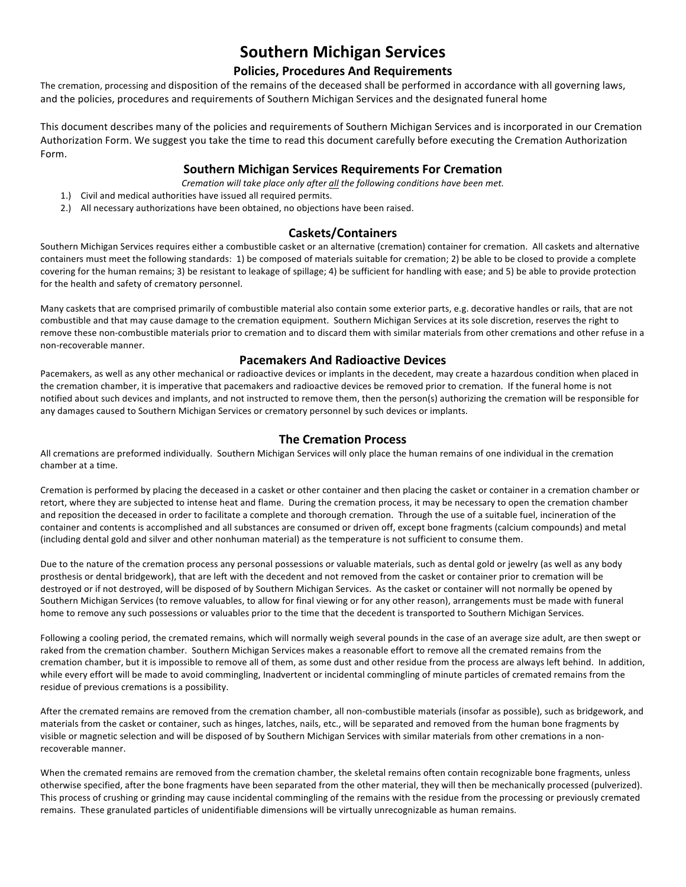# Southern Michigan Services

## Policies, Procedures And Requirements

The cremation, processing and disposition of the remains of the deceased shall be performed in accordance with all governing laws, and the policies, procedures and requirements of Southern Michigan Services and the designated funeral home

This document describes many of the policies and requirements of Southern Michigan Services and is incorporated in our Cremation Authorization Form. We suggest you take the time to read this document carefully before executing the Cremation Authorization Form.

## Southern Michigan Services Requirements For Cremation

*Cremation will take place only after all the following conditions have been met.*

1.) Civil and medical authorities have issued all required permits.
2.) All necessary authorizations have been obtained, no objections have been raised.

## Caskets/Containers

Southern Michigan Services requires either a combustible casket or an alternative (cremation) container for cremation. All caskets and alternative containers must meet the following standards: 1) be composed of materials suitable for cremation; 2) be able to be closed to provide a complete covering for the human remains; 3) be resistant to leakage of spillage; 4) be sufficient for handling with ease; and 5) be able to provide protection for the health and safety of crematory personnel.

Many caskets that are comprised primarily of combustible material also contain some exterior parts, e.g. decorative handles or rails, that are not combustible and that may cause damage to the cremation equipment. Southern Michigan Services at its sole discretion, reserves the right to remove these non-combustible materials prior to cremation and to discard them with similar materials from other cremations and other refuse in a non-recoverable manner.

## Pacemakers And Radioactive Devices

Pacemakers, as well as any other mechanical or radioactive devices or implants in the decedent, may create a hazardous condition when placed in the cremation chamber, it is imperative that pacemakers and radioactive devices be removed prior to cremation. If the funeral home is not notified about such devices and implants, and not instructed to remove them, then the person(s) authorizing the cremation will be responsible for any damages caused to Southern Michigan Services or crematory personnel by such devices or implants.

## The Cremation Process

All cremations are preformed individually. Southern Michigan Services will only place the human remains of one individual in the cremation chamber at a time.

Cremation is performed by placing the deceased in a casket or other container and then placing the casket or container in a cremation chamber or retort, where they are subjected to intense heat and flame. During the cremation process, it may be necessary to open the cremation chamber and reposition the deceased in order to facilitate a complete and thorough cremation. Through the use of a suitable fuel, incineration of the container and contents is accomplished and all substances are consumed or driven off, except bone fragments (calcium compounds) and metal (including dental gold and silver and other nonhuman material) as the temperature is not sufficient to consume them.

Due to the nature of the cremation process any personal possessions or valuable materials, such as dental gold or jewelry (as well as any body prosthesis or dental bridgework), that are left with the decedent and not removed from the casket or container prior to cremation will be destroyed or if not destroyed, will be disposed of by Southern Michigan Services. As the casket or container will not normally be opened by Southern Michigan Services (to remove valuables, to allow for final viewing or for any other reason), arrangements must be made with funeral home to remove any such possessions or valuables prior to the time that the decedent is transported to Southern Michigan Services.

Following a cooling period, the cremated remains, which will normally weigh several pounds in the case of an average size adult, are then swept or raked from the cremation chamber. Southern Michigan Services makes a reasonable effort to remove all the cremated remains from the cremation chamber, but it is impossible to remove all of them, as some dust and other residue from the process are always left behind. In addition, while every effort will be made to avoid commingling, Inadvertent or incidental commingling of minute particles of cremated remains from the residue of previous cremations is a possibility.

After the cremated remains are removed from the cremation chamber, all non-combustible materials (insofar as possible), such as bridgework, and materials from the casket or container, such as hinges, latches, nails, etc., will be separated and removed from the human bone fragments by visible or magnetic selection and will be disposed of by Southern Michigan Services with similar materials from other cremations in a non-recoverable manner.

When the cremated remains are removed from the cremation chamber, the skeletal remains often contain recognizable bone fragments, unless otherwise specified, after the bone fragments have been separated from the other material, they will then be mechanically processed (pulverized). This process of crushing or grinding may cause incidental commingling of the remains with the residue from the processing or previously cremated remains. These granulated particles of unidentifiable dimensions will be virtually unrecognizable as human remains.